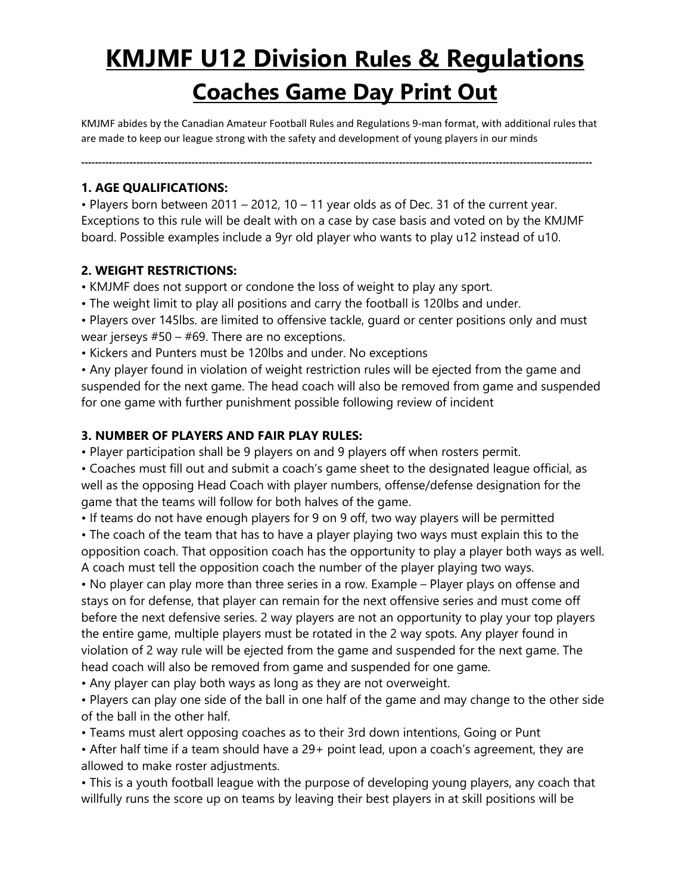# KMJMF U12 Division Rules & Regulations

## Coaches Game Day Print Out

KMJMF abides by the Canadian Amateur Football Rules and Regulations 9-man format, with additional rules that are made to keep our league strong with the safety and development of young players in our minds

---

**1. AGE QUALIFICATIONS:**

• Players born between 2011 – 2012, 10 – 11 year olds as of Dec. 31 of the current year. Exceptions to this rule will be dealt with on a case by case basis and voted on by the KMJMF board. Possible examples include a 9yr old player who wants to play u12 instead of u10.

**2. WEIGHT RESTRICTIONS:**

• KMJMF does not support or condone the loss of weight to play any sport.
• The weight limit to play all positions and carry the football is 120lbs and under.
• Players over 145lbs. are limited to offensive tackle, guard or center positions only and must wear jerseys #50 – #69. There are no exceptions.
• Kickers and Punters must be 120lbs and under. No exceptions
• Any player found in violation of weight restriction rules will be ejected from the game and suspended for the next game. The head coach will also be removed from game and suspended for one game with further punishment possible following review of incident

**3. NUMBER OF PLAYERS AND FAIR PLAY RULES:**

• Player participation shall be 9 players on and 9 players off when rosters permit.
• Coaches must fill out and submit a coach's game sheet to the designated league official, as well as the opposing Head Coach with player numbers, offense/defense designation for the game that the teams will follow for both halves of the game.
• If teams do not have enough players for 9 on 9 off, two way players will be permitted
• The coach of the team that has to have a player playing two ways must explain this to the opposition coach. That opposition coach has the opportunity to play a player both ways as well. A coach must tell the opposition coach the number of the player playing two ways.
• No player can play more than three series in a row. Example – Player plays on offense and stays on for defense, that player can remain for the next offensive series and must come off before the next defensive series. 2 way players are not an opportunity to play your top players the entire game, multiple players must be rotated in the 2 way spots. Any player found in violation of 2 way rule will be ejected from the game and suspended for the next game. The head coach will also be removed from game and suspended for one game.
• Any player can play both ways as long as they are not overweight.
• Players can play one side of the ball in one half of the game and may change to the other side of the ball in the other half.
• Teams must alert opposing coaches as to their 3rd down intentions, Going or Punt
• After half time if a team should have a 29+ point lead, upon a coach's agreement, they are allowed to make roster adjustments.
• This is a youth football league with the purpose of developing young players, any coach that willfully runs the score up on teams by leaving their best players in at skill positions will be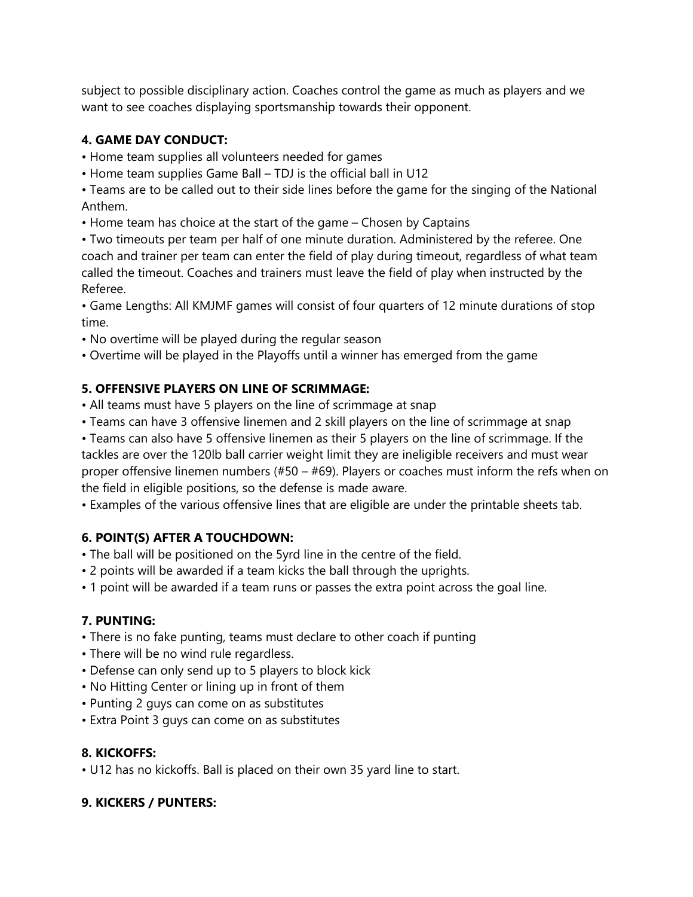subject to possible disciplinary action. Coaches control the game as much as players and we want to see coaches displaying sportsmanship towards their opponent.

**4. GAME DAY CONDUCT:**

- Home team supplies all volunteers needed for games
- Home team supplies Game Ball – TDJ is the official ball in U12
- Teams are to be called out to their side lines before the game for the singing of the National Anthem.
- Home team has choice at the start of the game – Chosen by Captains
- Two timeouts per team per half of one minute duration. Administered by the referee. One coach and trainer per team can enter the field of play during timeout, regardless of what team called the timeout. Coaches and trainers must leave the field of play when instructed by the Referee.
- Game Lengths: All KMJMF games will consist of four quarters of 12 minute durations of stop time.
- No overtime will be played during the regular season
- Overtime will be played in the Playoffs until a winner has emerged from the game

**5. OFFENSIVE PLAYERS ON LINE OF SCRIMMAGE:**

- All teams must have 5 players on the line of scrimmage at snap
- Teams can have 3 offensive linemen and 2 skill players on the line of scrimmage at snap
- Teams can also have 5 offensive linemen as their 5 players on the line of scrimmage. If the tackles are over the 120lb ball carrier weight limit they are ineligible receivers and must wear proper offensive linemen numbers (#50 – #69). Players or coaches must inform the refs when on the field in eligible positions, so the defense is made aware.
- Examples of the various offensive lines that are eligible are under the printable sheets tab.

**6. POINT(S) AFTER A TOUCHDOWN:**

- The ball will be positioned on the 5yrd line in the centre of the field.
- 2 points will be awarded if a team kicks the ball through the uprights.
- 1 point will be awarded if a team runs or passes the extra point across the goal line.

**7. PUNTING:**

- There is no fake punting, teams must declare to other coach if punting
- There will be no wind rule regardless.
- Defense can only send up to 5 players to block kick
- No Hitting Center or lining up in front of them
- Punting 2 guys can come on as substitutes
- Extra Point 3 guys can come on as substitutes

**8. KICKOFFS:**

- U12 has no kickoffs. Ball is placed on their own 35 yard line to start.

**9. KICKERS / PUNTERS:**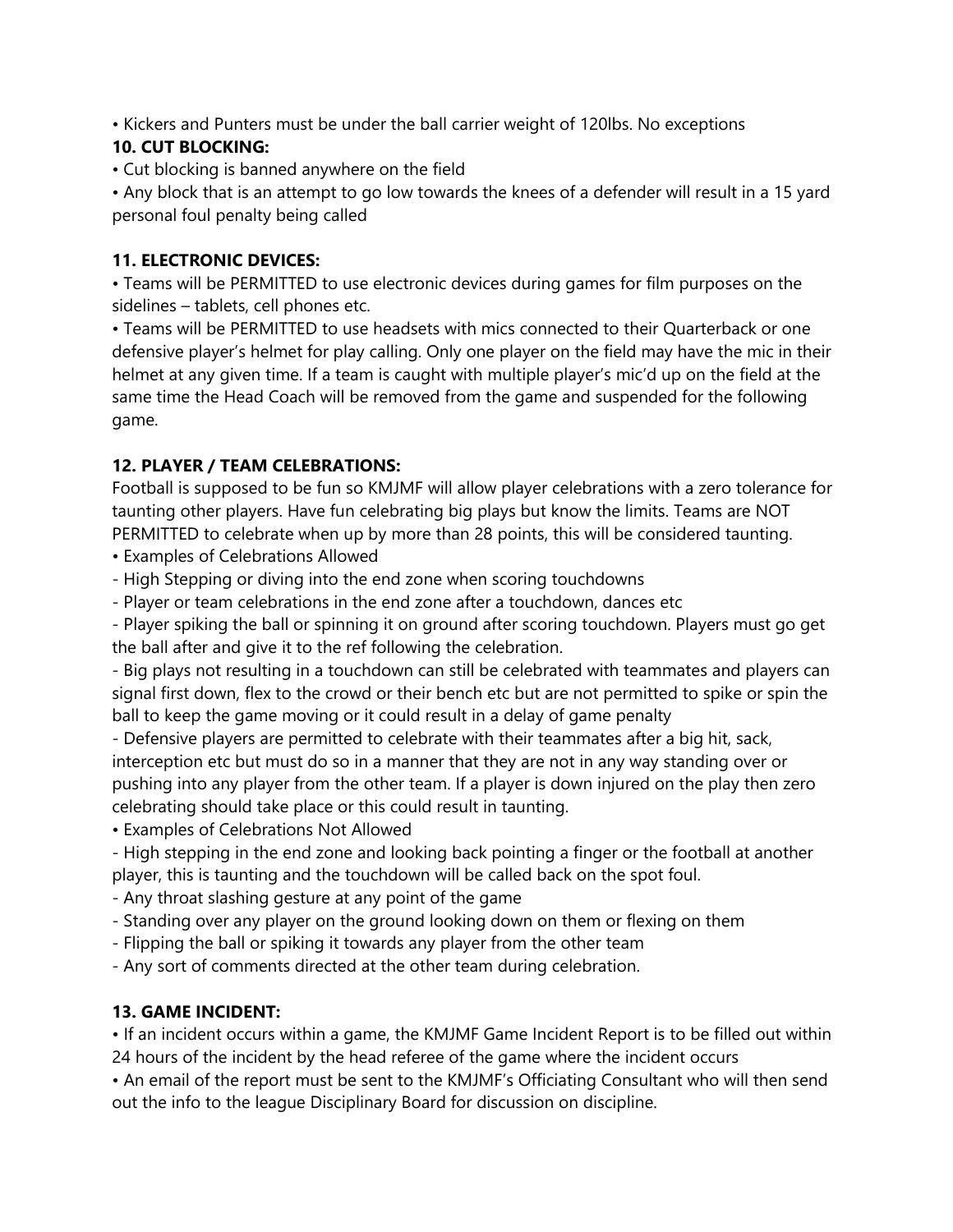• Kickers and Punters must be under the ball carrier weight of 120lbs. No exceptions

**10. CUT BLOCKING:**

• Cut blocking is banned anywhere on the field

• Any block that is an attempt to go low towards the knees of a defender will result in a 15 yard personal foul penalty being called

**11. ELECTRONIC DEVICES:**

• Teams will be PERMITTED to use electronic devices during games for film purposes on the sidelines – tablets, cell phones etc.

• Teams will be PERMITTED to use headsets with mics connected to their Quarterback or one defensive player's helmet for play calling. Only one player on the field may have the mic in their helmet at any given time. If a team is caught with multiple player's mic'd up on the field at the same time the Head Coach will be removed from the game and suspended for the following game.

**12. PLAYER / TEAM CELEBRATIONS:**

Football is supposed to be fun so KMJMF will allow player celebrations with a zero tolerance for taunting other players. Have fun celebrating big plays but know the limits. Teams are NOT PERMITTED to celebrate when up by more than 28 points, this will be considered taunting.

• Examples of Celebrations Allowed

- High Stepping or diving into the end zone when scoring touchdowns
- Player or team celebrations in the end zone after a touchdown, dances etc
- Player spiking the ball or spinning it on ground after scoring touchdown. Players must go get the ball after and give it to the ref following the celebration.
- Big plays not resulting in a touchdown can still be celebrated with teammates and players can signal first down, flex to the crowd or their bench etc but are not permitted to spike or spin the ball to keep the game moving or it could result in a delay of game penalty
- Defensive players are permitted to celebrate with their teammates after a big hit, sack, interception etc but must do so in a manner that they are not in any way standing over or pushing into any player from the other team. If a player is down injured on the play then zero celebrating should take place or this could result in taunting.

• Examples of Celebrations Not Allowed

- High stepping in the end zone and looking back pointing a finger or the football at another player, this is taunting and the touchdown will be called back on the spot foul.
- Any throat slashing gesture at any point of the game
- Standing over any player on the ground looking down on them or flexing on them
- Flipping the ball or spiking it towards any player from the other team
- Any sort of comments directed at the other team during celebration.

**13. GAME INCIDENT:**

• If an incident occurs within a game, the KMJMF Game Incident Report is to be filled out within 24 hours of the incident by the head referee of the game where the incident occurs

• An email of the report must be sent to the KMJMF's Officiating Consultant who will then send out the info to the league Disciplinary Board for discussion on discipline.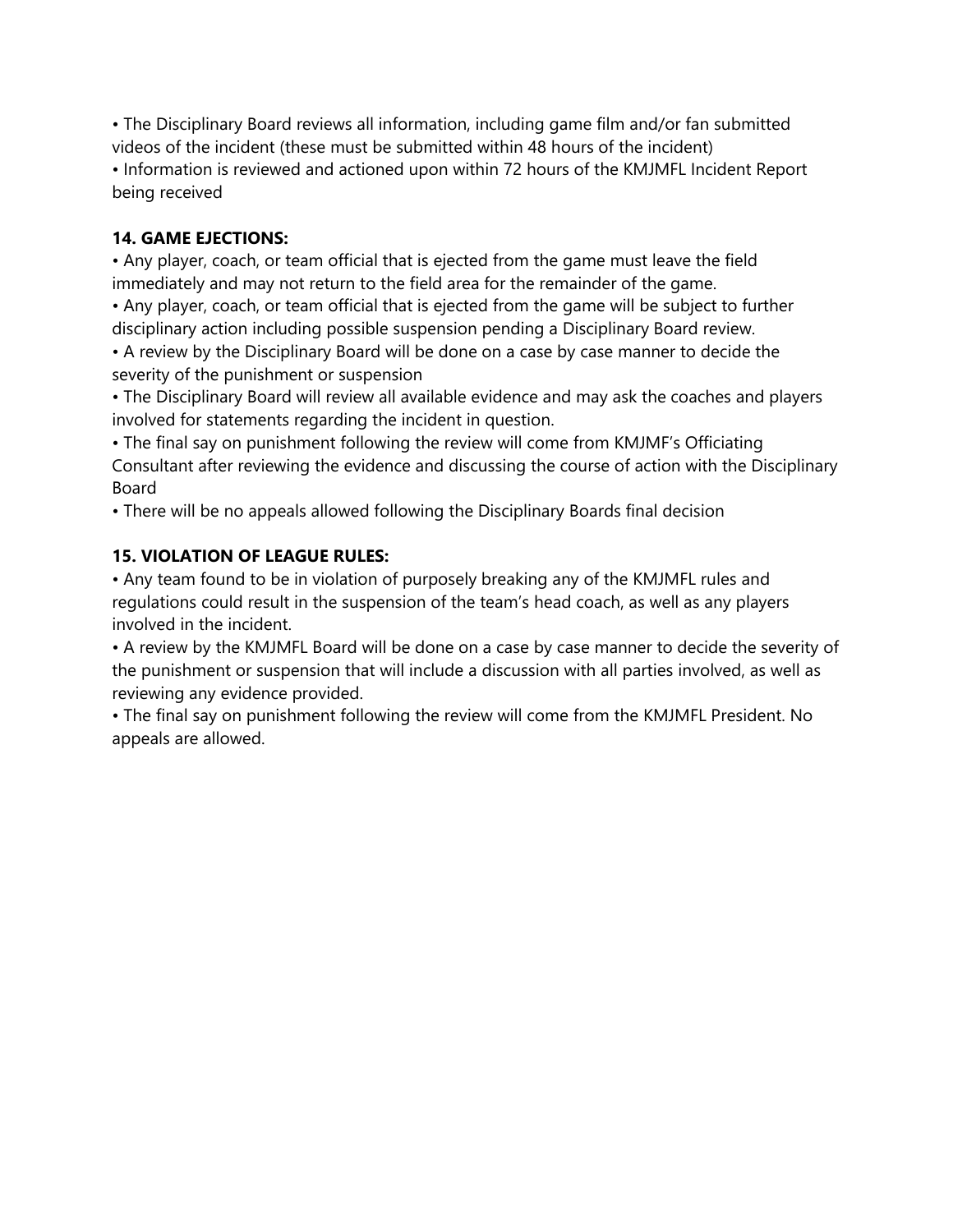- The Disciplinary Board reviews all information, including game film and/or fan submitted videos of the incident (these must be submitted within 48 hours of the incident)
- Information is reviewed and actioned upon within 72 hours of the KMJMFL Incident Report being received

**14. GAME EJECTIONS:**

- Any player, coach, or team official that is ejected from the game must leave the field immediately and may not return to the field area for the remainder of the game.
- Any player, coach, or team official that is ejected from the game will be subject to further disciplinary action including possible suspension pending a Disciplinary Board review.
- A review by the Disciplinary Board will be done on a case by case manner to decide the severity of the punishment or suspension
- The Disciplinary Board will review all available evidence and may ask the coaches and players involved for statements regarding the incident in question.
- The final say on punishment following the review will come from KMJMF's Officiating Consultant after reviewing the evidence and discussing the course of action with the Disciplinary Board
- There will be no appeals allowed following the Disciplinary Boards final decision

**15. VIOLATION OF LEAGUE RULES:**

- Any team found to be in violation of purposely breaking any of the KMJMFL rules and regulations could result in the suspension of the team's head coach, as well as any players involved in the incident.
- A review by the KMJMFL Board will be done on a case by case manner to decide the severity of the punishment or suspension that will include a discussion with all parties involved, as well as reviewing any evidence provided.
- The final say on punishment following the review will come from the KMJMFL President. No appeals are allowed.